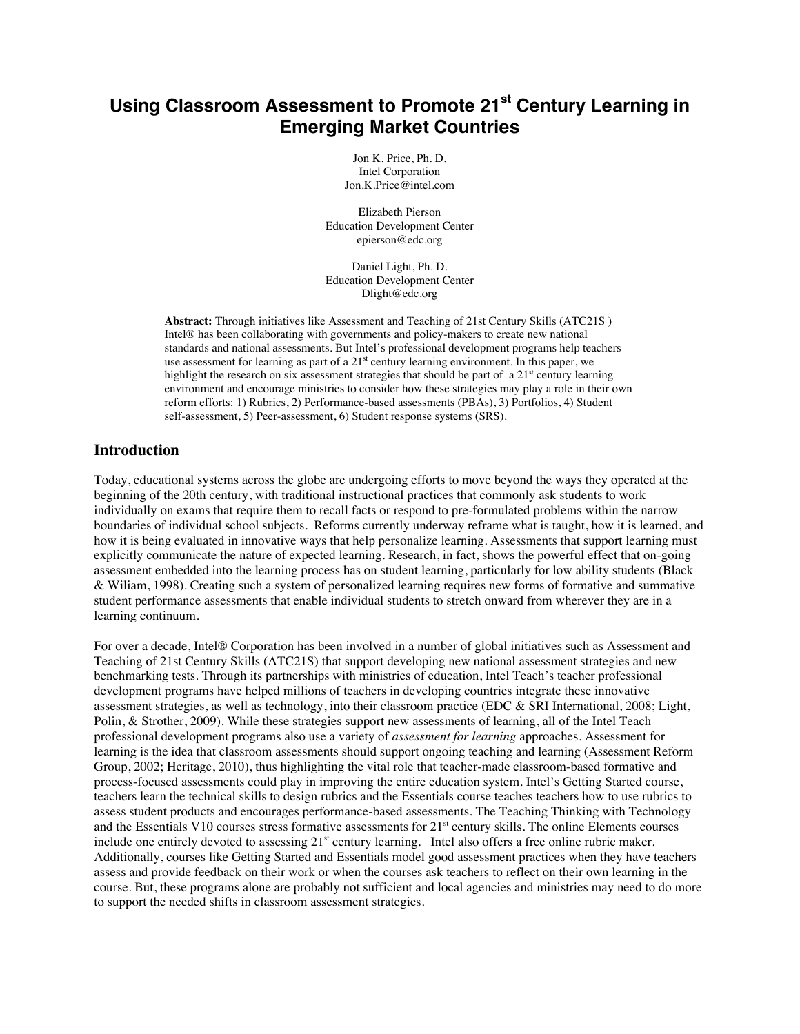# Using Classroom Assessment to Promote 21st Century Learning in Emerging Market Countries

Jon K. Price, Ph. D.
Intel Corporation
Jon.K.Price@intel.com

Elizabeth Pierson
Education Development Center
epierson@edc.org

Daniel Light, Ph. D.
Education Development Center
Dlight@edc.org

**Abstract:** Through initiatives like Assessment and Teaching of 21st Century Skills (ATC21S ) Intel® has been collaborating with governments and policy-makers to create new national standards and national assessments. But Intel's professional development programs help teachers use assessment for learning as part of a 21st century learning environment. In this paper, we highlight the research on six assessment strategies that should be part of a 21st century learning environment and encourage ministries to consider how these strategies may play a role in their own reform efforts: 1) Rubrics, 2) Performance-based assessments (PBAs), 3) Portfolios, 4) Student self-assessment, 5) Peer-assessment, 6) Student response systems (SRS).

## Introduction

Today, educational systems across the globe are undergoing efforts to move beyond the ways they operated at the beginning of the 20th century, with traditional instructional practices that commonly ask students to work individually on exams that require them to recall facts or respond to pre-formulated problems within the narrow boundaries of individual school subjects. Reforms currently underway reframe what is taught, how it is learned, and how it is being evaluated in innovative ways that help personalize learning. Assessments that support learning must explicitly communicate the nature of expected learning. Research, in fact, shows the powerful effect that on-going assessment embedded into the learning process has on student learning, particularly for low ability students (Black & Wiliam, 1998). Creating such a system of personalized learning requires new forms of formative and summative student performance assessments that enable individual students to stretch onward from wherever they are in a learning continuum.

For over a decade, Intel® Corporation has been involved in a number of global initiatives such as Assessment and Teaching of 21st Century Skills (ATC21S) that support developing new national assessment strategies and new benchmarking tests. Through its partnerships with ministries of education, Intel Teach's teacher professional development programs have helped millions of teachers in developing countries integrate these innovative assessment strategies, as well as technology, into their classroom practice (EDC & SRI International, 2008; Light, Polin, & Strother, 2009). While these strategies support new assessments of learning, all of the Intel Teach professional development programs also use a variety of *assessment for learning* approaches. Assessment for learning is the idea that classroom assessments should support ongoing teaching and learning (Assessment Reform Group, 2002; Heritage, 2010), thus highlighting the vital role that teacher-made classroom-based formative and process-focused assessments could play in improving the entire education system. Intel's Getting Started course, teachers learn the technical skills to design rubrics and the Essentials course teaches teachers how to use rubrics to assess student products and encourages performance-based assessments. The Teaching Thinking with Technology and the Essentials V10 courses stress formative assessments for 21st century skills. The online Elements courses include one entirely devoted to assessing 21st century learning. Intel also offers a free online rubric maker. Additionally, courses like Getting Started and Essentials model good assessment practices when they have teachers assess and provide feedback on their work or when the courses ask teachers to reflect on their own learning in the course. But, these programs alone are probably not sufficient and local agencies and ministries may need to do more to support the needed shifts in classroom assessment strategies.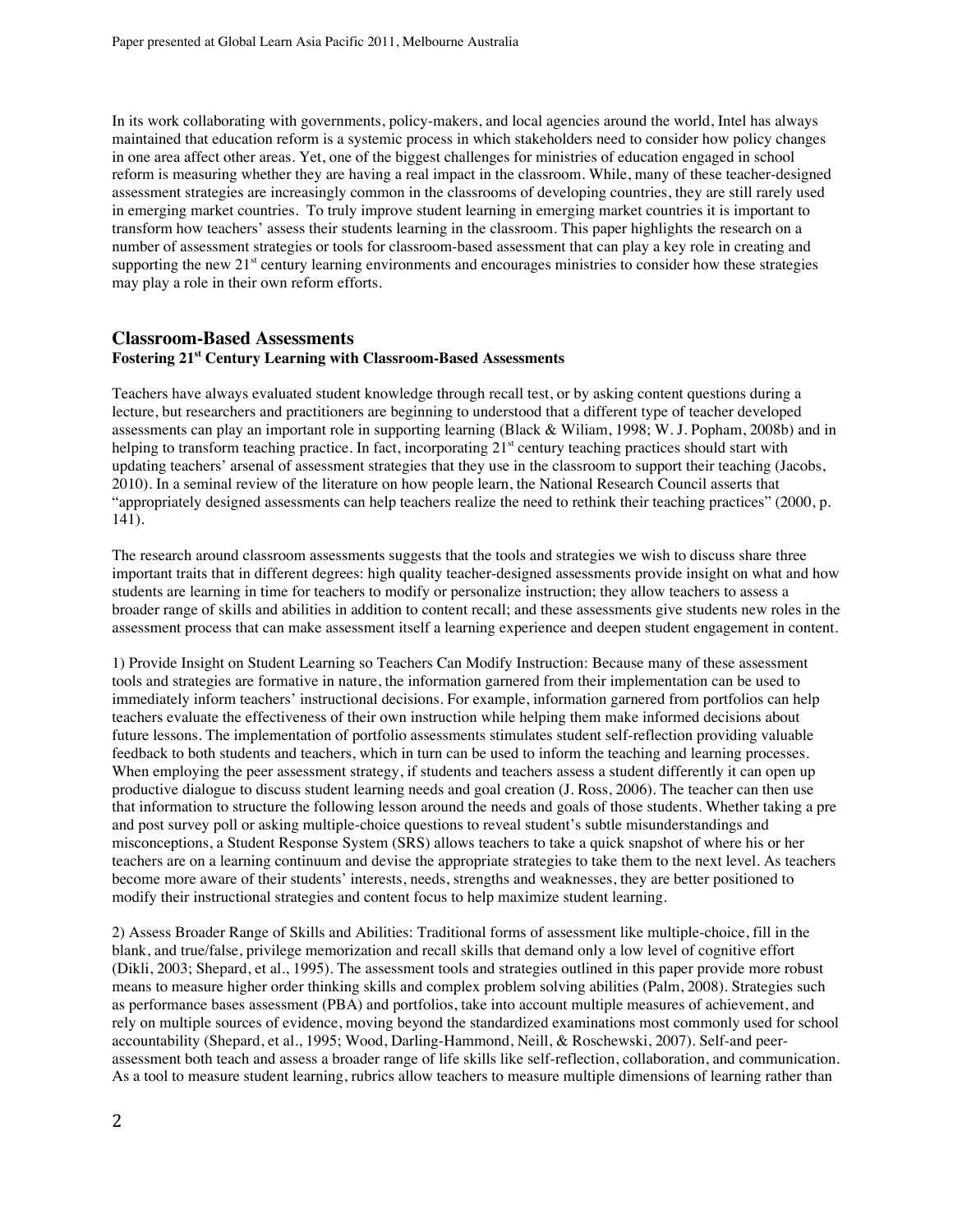In its work collaborating with governments, policy-makers, and local agencies around the world, Intel has always maintained that education reform is a systemic process in which stakeholders need to consider how policy changes in one area affect other areas. Yet, one of the biggest challenges for ministries of education engaged in school reform is measuring whether they are having a real impact in the classroom. While, many of these teacher-designed assessment strategies are increasingly common in the classrooms of developing countries, they are still rarely used in emerging market countries. To truly improve student learning in emerging market countries it is important to transform how teachers' assess their students learning in the classroom. This paper highlights the research on a number of assessment strategies or tools for classroom-based assessment that can play a key role in creating and supporting the new 21st century learning environments and encourages ministries to consider how these strategies may play a role in their own reform efforts.

## Classroom-Based Assessments

### Fostering 21st Century Learning with Classroom-Based Assessments

Teachers have always evaluated student knowledge through recall test, or by asking content questions during a lecture, but researchers and practitioners are beginning to understood that a different type of teacher developed assessments can play an important role in supporting learning (Black & Wiliam, 1998; W. J. Popham, 2008b) and in helping to transform teaching practice. In fact, incorporating 21st century teaching practices should start with updating teachers' arsenal of assessment strategies that they use in the classroom to support their teaching (Jacobs, 2010). In a seminal review of the literature on how people learn, the National Research Council asserts that "appropriately designed assessments can help teachers realize the need to rethink their teaching practices" (2000, p. 141).

The research around classroom assessments suggests that the tools and strategies we wish to discuss share three important traits that in different degrees: high quality teacher-designed assessments provide insight on what and how students are learning in time for teachers to modify or personalize instruction; they allow teachers to assess a broader range of skills and abilities in addition to content recall; and these assessments give students new roles in the assessment process that can make assessment itself a learning experience and deepen student engagement in content.

1) Provide Insight on Student Learning so Teachers Can Modify Instruction: Because many of these assessment tools and strategies are formative in nature, the information garnered from their implementation can be used to immediately inform teachers' instructional decisions. For example, information garnered from portfolios can help teachers evaluate the effectiveness of their own instruction while helping them make informed decisions about future lessons. The implementation of portfolio assessments stimulates student self-reflection providing valuable feedback to both students and teachers, which in turn can be used to inform the teaching and learning processes. When employing the peer assessment strategy, if students and teachers assess a student differently it can open up productive dialogue to discuss student learning needs and goal creation (J. Ross, 2006). The teacher can then use that information to structure the following lesson around the needs and goals of those students. Whether taking a pre and post survey poll or asking multiple-choice questions to reveal student's subtle misunderstandings and misconceptions, a Student Response System (SRS) allows teachers to take a quick snapshot of where his or her teachers are on a learning continuum and devise the appropriate strategies to take them to the next level. As teachers become more aware of their students' interests, needs, strengths and weaknesses, they are better positioned to modify their instructional strategies and content focus to help maximize student learning.

2) Assess Broader Range of Skills and Abilities: Traditional forms of assessment like multiple-choice, fill in the blank, and true/false, privilege memorization and recall skills that demand only a low level of cognitive effort (Dikli, 2003; Shepard, et al., 1995). The assessment tools and strategies outlined in this paper provide more robust means to measure higher order thinking skills and complex problem solving abilities (Palm, 2008). Strategies such as performance bases assessment (PBA) and portfolios, take into account multiple measures of achievement, and rely on multiple sources of evidence, moving beyond the standardized examinations most commonly used for school accountability (Shepard, et al., 1995; Wood, Darling-Hammond, Neill, & Roschewski, 2007). Self-and peer-assessment both teach and assess a broader range of life skills like self-reflection, collaboration, and communication. As a tool to measure student learning, rubrics allow teachers to measure multiple dimensions of learning rather than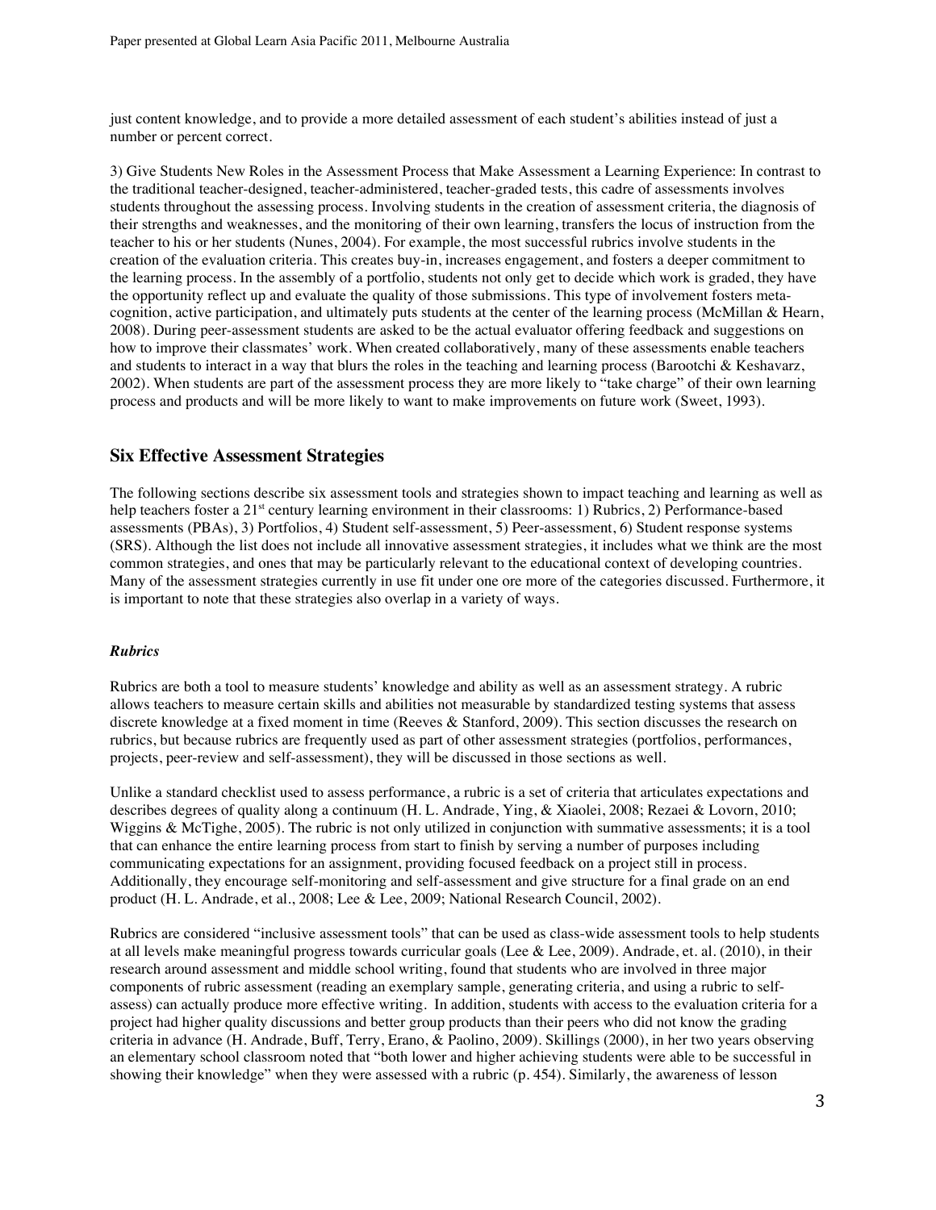just content knowledge, and to provide a more detailed assessment of each student's abilities instead of just a number or percent correct.

3) Give Students New Roles in the Assessment Process that Make Assessment a Learning Experience: In contrast to the traditional teacher-designed, teacher-administered, teacher-graded tests, this cadre of assessments involves students throughout the assessing process. Involving students in the creation of assessment criteria, the diagnosis of their strengths and weaknesses, and the monitoring of their own learning, transfers the locus of instruction from the teacher to his or her students (Nunes, 2004). For example, the most successful rubrics involve students in the creation of the evaluation criteria. This creates buy-in, increases engagement, and fosters a deeper commitment to the learning process. In the assembly of a portfolio, students not only get to decide which work is graded, they have the opportunity reflect up and evaluate the quality of those submissions. This type of involvement fosters meta-cognition, active participation, and ultimately puts students at the center of the learning process (McMillan & Hearn, 2008). During peer-assessment students are asked to be the actual evaluator offering feedback and suggestions on how to improve their classmates' work. When created collaboratively, many of these assessments enable teachers and students to interact in a way that blurs the roles in the teaching and learning process (Barootchi & Keshavarz, 2002). When students are part of the assessment process they are more likely to "take charge" of their own learning process and products and will be more likely to want to make improvements on future work (Sweet, 1993).

## Six Effective Assessment Strategies

The following sections describe six assessment tools and strategies shown to impact teaching and learning as well as help teachers foster a 21st century learning environment in their classrooms: 1) Rubrics, 2) Performance-based assessments (PBAs), 3) Portfolios, 4) Student self-assessment, 5) Peer-assessment, 6) Student response systems (SRS). Although the list does not include all innovative assessment strategies, it includes what we think are the most common strategies, and ones that may be particularly relevant to the educational context of developing countries. Many of the assessment strategies currently in use fit under one ore more of the categories discussed. Furthermore, it is important to note that these strategies also overlap in a variety of ways.

### *Rubrics*

Rubrics are both a tool to measure students' knowledge and ability as well as an assessment strategy. A rubric allows teachers to measure certain skills and abilities not measurable by standardized testing systems that assess discrete knowledge at a fixed moment in time (Reeves & Stanford, 2009). This section discusses the research on rubrics, but because rubrics are frequently used as part of other assessment strategies (portfolios, performances, projects, peer-review and self-assessment), they will be discussed in those sections as well.

Unlike a standard checklist used to assess performance, a rubric is a set of criteria that articulates expectations and describes degrees of quality along a continuum (H. L. Andrade, Ying, & Xiaolei, 2008; Rezaei & Lovorn, 2010; Wiggins & McTighe, 2005). The rubric is not only utilized in conjunction with summative assessments; it is a tool that can enhance the entire learning process from start to finish by serving a number of purposes including communicating expectations for an assignment, providing focused feedback on a project still in process. Additionally, they encourage self-monitoring and self-assessment and give structure for a final grade on an end product (H. L. Andrade, et al., 2008; Lee & Lee, 2009; National Research Council, 2002).

Rubrics are considered "inclusive assessment tools" that can be used as class-wide assessment tools to help students at all levels make meaningful progress towards curricular goals (Lee & Lee, 2009). Andrade, et. al. (2010), in their research around assessment and middle school writing, found that students who are involved in three major components of rubric assessment (reading an exemplary sample, generating criteria, and using a rubric to self-assess) can actually produce more effective writing. In addition, students with access to the evaluation criteria for a project had higher quality discussions and better group products than their peers who did not know the grading criteria in advance (H. Andrade, Buff, Terry, Erano, & Paolino, 2009). Skillings (2000), in her two years observing an elementary school classroom noted that "both lower and higher achieving students were able to be successful in showing their knowledge" when they were assessed with a rubric (p. 454). Similarly, the awareness of lesson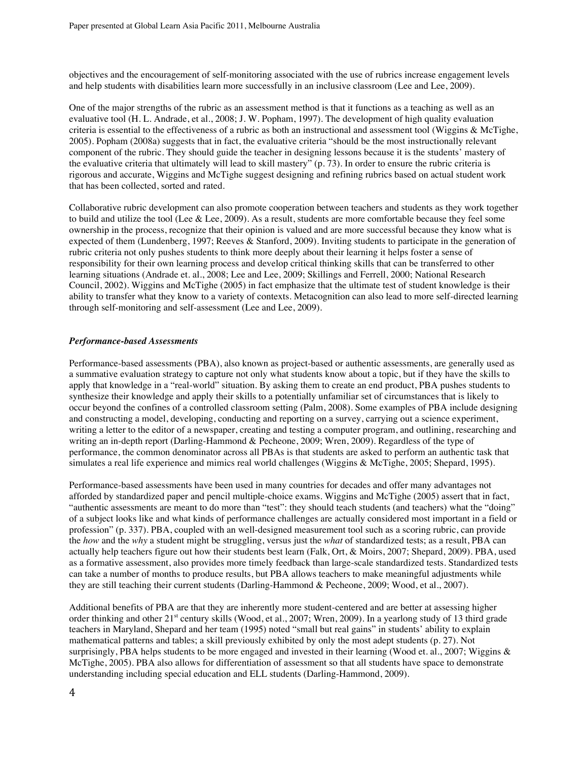objectives and the encouragement of self-monitoring associated with the use of rubrics increase engagement levels and help students with disabilities learn more successfully in an inclusive classroom (Lee and Lee, 2009).

One of the major strengths of the rubric as an assessment method is that it functions as a teaching as well as an evaluative tool (H. L. Andrade, et al., 2008; J. W. Popham, 1997). The development of high quality evaluation criteria is essential to the effectiveness of a rubric as both an instructional and assessment tool (Wiggins & McTighe, 2005). Popham (2008a) suggests that in fact, the evaluative criteria "should be the most instructionally relevant component of the rubric. They should guide the teacher in designing lessons because it is the students' mastery of the evaluative criteria that ultimately will lead to skill mastery" (p. 73). In order to ensure the rubric criteria is rigorous and accurate, Wiggins and McTighe suggest designing and refining rubrics based on actual student work that has been collected, sorted and rated.

Collaborative rubric development can also promote cooperation between teachers and students as they work together to build and utilize the tool (Lee & Lee, 2009). As a result, students are more comfortable because they feel some ownership in the process, recognize that their opinion is valued and are more successful because they know what is expected of them (Lundenberg, 1997; Reeves & Stanford, 2009). Inviting students to participate in the generation of rubric criteria not only pushes students to think more deeply about their learning it helps foster a sense of responsibility for their own learning process and develop critical thinking skills that can be transferred to other learning situations (Andrade et. al., 2008; Lee and Lee, 2009; Skillings and Ferrell, 2000; National Research Council, 2002). Wiggins and McTighe (2005) in fact emphasize that the ultimate test of student knowledge is their ability to transfer what they know to a variety of contexts. Metacognition can also lead to more self-directed learning through self-monitoring and self-assessment (Lee and Lee, 2009).

### *Performance-based Assessments*

Performance-based assessments (PBA), also known as project-based or authentic assessments, are generally used as a summative evaluation strategy to capture not only what students know about a topic, but if they have the skills to apply that knowledge in a "real-world" situation. By asking them to create an end product, PBA pushes students to synthesize their knowledge and apply their skills to a potentially unfamiliar set of circumstances that is likely to occur beyond the confines of a controlled classroom setting (Palm, 2008). Some examples of PBA include designing and constructing a model, developing, conducting and reporting on a survey, carrying out a science experiment, writing a letter to the editor of a newspaper, creating and testing a computer program, and outlining, researching and writing an in-depth report (Darling-Hammond & Pecheone, 2009; Wren, 2009). Regardless of the type of performance, the common denominator across all PBAs is that students are asked to perform an authentic task that simulates a real life experience and mimics real world challenges (Wiggins & McTighe, 2005; Shepard, 1995).

Performance-based assessments have been used in many countries for decades and offer many advantages not afforded by standardized paper and pencil multiple-choice exams. Wiggins and McTighe (2005) assert that in fact, "authentic assessments are meant to do more than "test": they should teach students (and teachers) what the "doing" of a subject looks like and what kinds of performance challenges are actually considered most important in a field or profession" (p. 337). PBA, coupled with an well-designed measurement tool such as a scoring rubric, can provide the *how* and the *why* a student might be struggling, versus just the *what* of standardized tests; as a result, PBA can actually help teachers figure out how their students best learn (Falk, Ort, & Moirs, 2007; Shepard, 2009). PBA, used as a formative assessment, also provides more timely feedback than large-scale standardized tests. Standardized tests can take a number of months to produce results, but PBA allows teachers to make meaningful adjustments while they are still teaching their current students (Darling-Hammond & Pecheone, 2009; Wood, et al., 2007).

Additional benefits of PBA are that they are inherently more student-centered and are better at assessing higher order thinking and other 21st century skills (Wood, et al., 2007; Wren, 2009). In a yearlong study of 13 third grade teachers in Maryland, Shepard and her team (1995) noted "small but real gains" in students' ability to explain mathematical patterns and tables; a skill previously exhibited by only the most adept students (p. 27). Not surprisingly, PBA helps students to be more engaged and invested in their learning (Wood et. al., 2007; Wiggins & McTighe, 2005). PBA also allows for differentiation of assessment so that all students have space to demonstrate understanding including special education and ELL students (Darling-Hammond, 2009).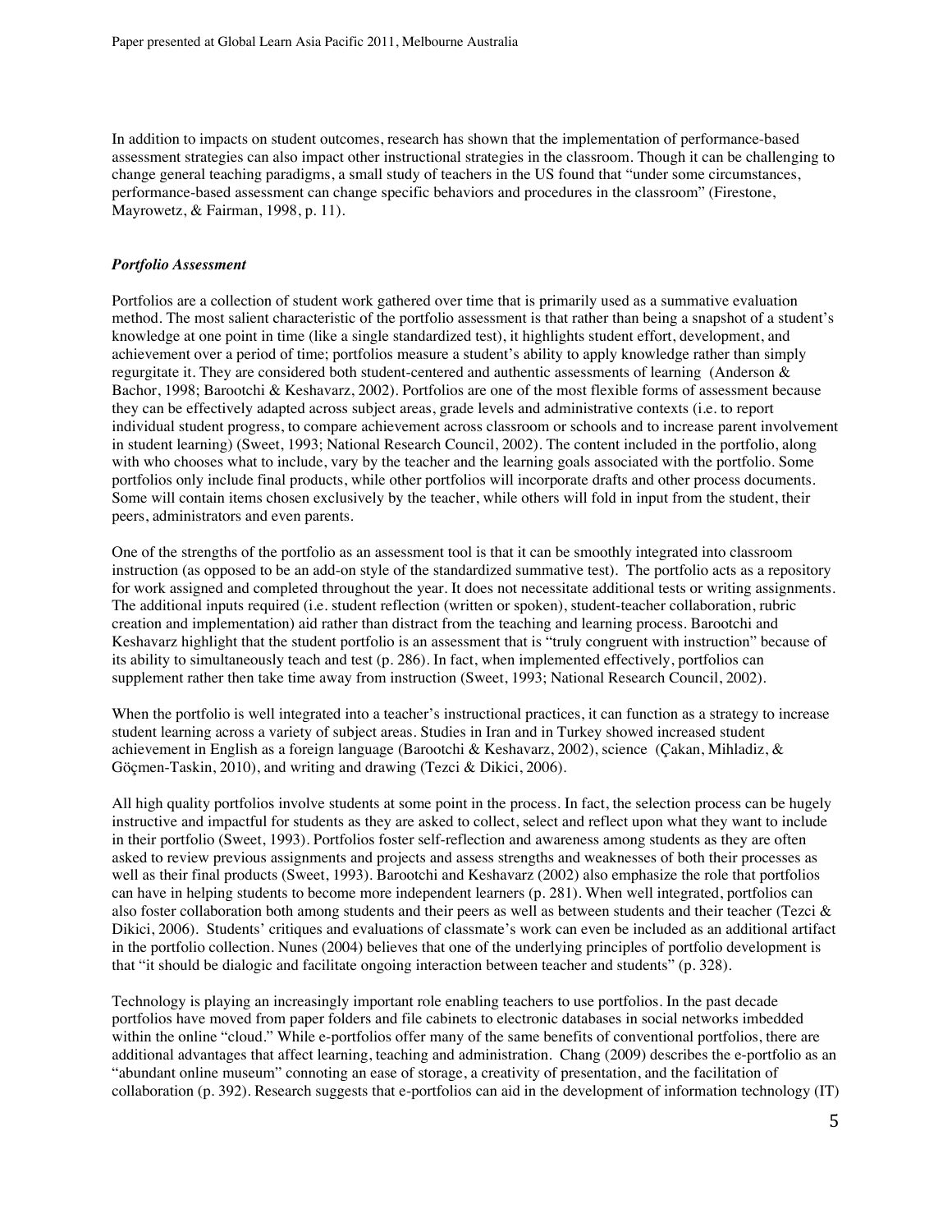In addition to impacts on student outcomes, research has shown that the implementation of performance-based assessment strategies can also impact other instructional strategies in the classroom. Though it can be challenging to change general teaching paradigms, a small study of teachers in the US found that "under some circumstances, performance-based assessment can change specific behaviors and procedures in the classroom" (Firestone, Mayrowetz, & Fairman, 1998, p. 11).

### *Portfolio Assessment*

Portfolios are a collection of student work gathered over time that is primarily used as a summative evaluation method. The most salient characteristic of the portfolio assessment is that rather than being a snapshot of a student's knowledge at one point in time (like a single standardized test), it highlights student effort, development, and achievement over a period of time; portfolios measure a student's ability to apply knowledge rather than simply regurgitate it. They are considered both student-centered and authentic assessments of learning (Anderson & Bachor, 1998; Barootchi & Keshavarz, 2002). Portfolios are one of the most flexible forms of assessment because they can be effectively adapted across subject areas, grade levels and administrative contexts (i.e. to report individual student progress, to compare achievement across classroom or schools and to increase parent involvement in student learning) (Sweet, 1993; National Research Council, 2002). The content included in the portfolio, along with who chooses what to include, vary by the teacher and the learning goals associated with the portfolio. Some portfolios only include final products, while other portfolios will incorporate drafts and other process documents. Some will contain items chosen exclusively by the teacher, while others will fold in input from the student, their peers, administrators and even parents.

One of the strengths of the portfolio as an assessment tool is that it can be smoothly integrated into classroom instruction (as opposed to be an add-on style of the standardized summative test). The portfolio acts as a repository for work assigned and completed throughout the year. It does not necessitate additional tests or writing assignments. The additional inputs required (i.e. student reflection (written or spoken), student-teacher collaboration, rubric creation and implementation) aid rather than distract from the teaching and learning process. Barootchi and Keshavarz highlight that the student portfolio is an assessment that is "truly congruent with instruction" because of its ability to simultaneously teach and test (p. 286). In fact, when implemented effectively, portfolios can supplement rather then take time away from instruction (Sweet, 1993; National Research Council, 2002).

When the portfolio is well integrated into a teacher's instructional practices, it can function as a strategy to increase student learning across a variety of subject areas. Studies in Iran and in Turkey showed increased student achievement in English as a foreign language (Barootchi & Keshavarz, 2002), science (Çakan, Mihladiz, & Göçmen-Taskin, 2010), and writing and drawing (Tezci & Dikici, 2006).

All high quality portfolios involve students at some point in the process. In fact, the selection process can be hugely instructive and impactful for students as they are asked to collect, select and reflect upon what they want to include in their portfolio (Sweet, 1993). Portfolios foster self-reflection and awareness among students as they are often asked to review previous assignments and projects and assess strengths and weaknesses of both their processes as well as their final products (Sweet, 1993). Barootchi and Keshavarz (2002) also emphasize the role that portfolios can have in helping students to become more independent learners (p. 281). When well integrated, portfolios can also foster collaboration both among students and their peers as well as between students and their teacher (Tezci & Dikici, 2006). Students' critiques and evaluations of classmate's work can even be included as an additional artifact in the portfolio collection. Nunes (2004) believes that one of the underlying principles of portfolio development is that "it should be dialogic and facilitate ongoing interaction between teacher and students" (p. 328).

Technology is playing an increasingly important role enabling teachers to use portfolios. In the past decade portfolios have moved from paper folders and file cabinets to electronic databases in social networks imbedded within the online "cloud." While e-portfolios offer many of the same benefits of conventional portfolios, there are additional advantages that affect learning, teaching and administration. Chang (2009) describes the e-portfolio as an "abundant online museum" connoting an ease of storage, a creativity of presentation, and the facilitation of collaboration (p. 392). Research suggests that e-portfolios can aid in the development of information technology (IT)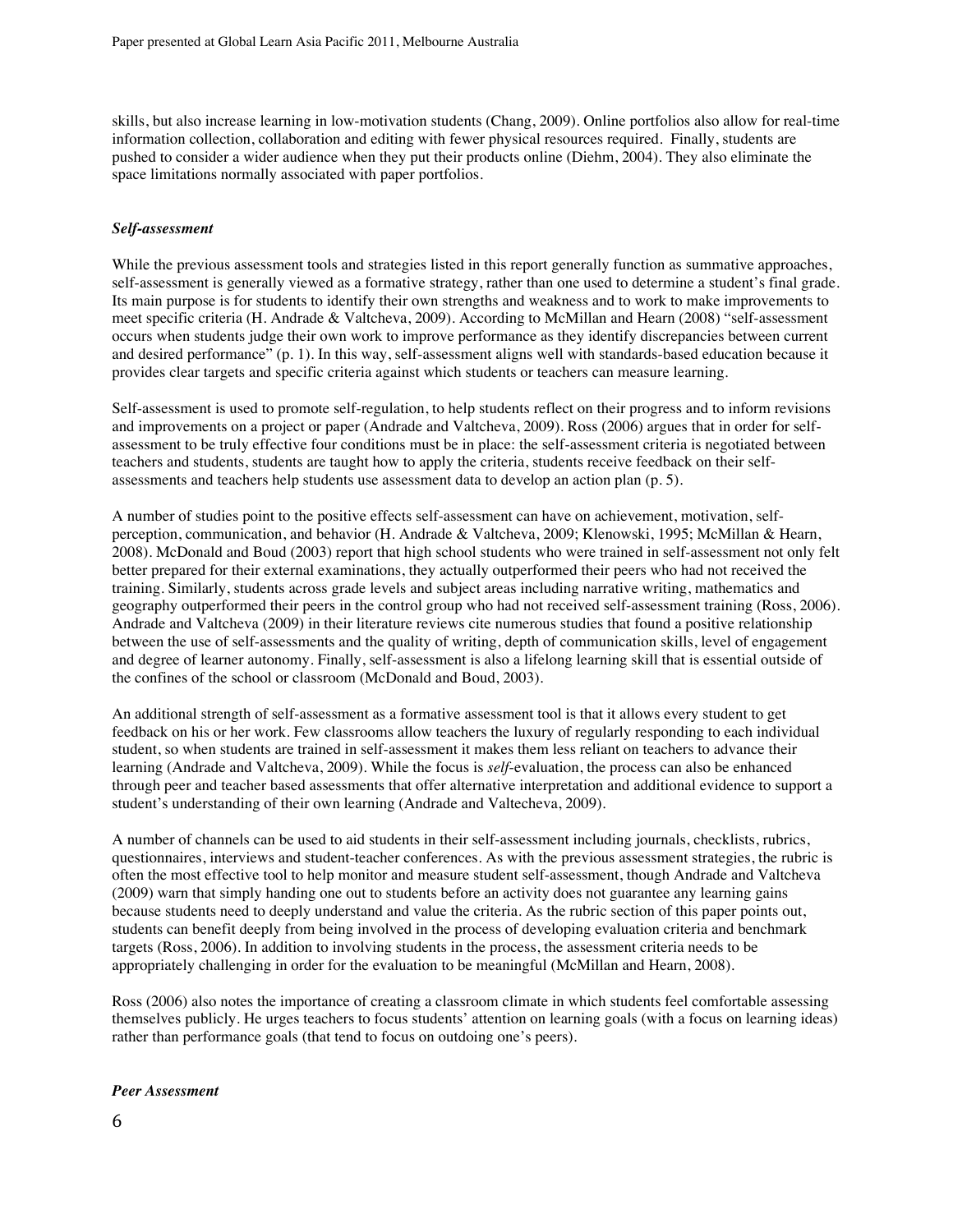skills, but also increase learning in low-motivation students (Chang, 2009). Online portfolios also allow for real-time information collection, collaboration and editing with fewer physical resources required. Finally, students are pushed to consider a wider audience when they put their products online (Diehm, 2004). They also eliminate the space limitations normally associated with paper portfolios.

### *Self-assessment*

While the previous assessment tools and strategies listed in this report generally function as summative approaches, self-assessment is generally viewed as a formative strategy, rather than one used to determine a student's final grade. Its main purpose is for students to identify their own strengths and weakness and to work to make improvements to meet specific criteria (H. Andrade & Valtcheva, 2009). According to McMillan and Hearn (2008) "self-assessment occurs when students judge their own work to improve performance as they identify discrepancies between current and desired performance" (p. 1). In this way, self-assessment aligns well with standards-based education because it provides clear targets and specific criteria against which students or teachers can measure learning.

Self-assessment is used to promote self-regulation, to help students reflect on their progress and to inform revisions and improvements on a project or paper (Andrade and Valtcheva, 2009). Ross (2006) argues that in order for self-assessment to be truly effective four conditions must be in place: the self-assessment criteria is negotiated between teachers and students, students are taught how to apply the criteria, students receive feedback on their self-assessments and teachers help students use assessment data to develop an action plan (p. 5).

A number of studies point to the positive effects self-assessment can have on achievement, motivation, self-perception, communication, and behavior (H. Andrade & Valtcheva, 2009; Klenowski, 1995; McMillan & Hearn, 2008). McDonald and Boud (2003) report that high school students who were trained in self-assessment not only felt better prepared for their external examinations, they actually outperformed their peers who had not received the training. Similarly, students across grade levels and subject areas including narrative writing, mathematics and geography outperformed their peers in the control group who had not received self-assessment training (Ross, 2006). Andrade and Valtcheva (2009) in their literature reviews cite numerous studies that found a positive relationship between the use of self-assessments and the quality of writing, depth of communication skills, level of engagement and degree of learner autonomy. Finally, self-assessment is also a lifelong learning skill that is essential outside of the confines of the school or classroom (McDonald and Boud, 2003).

An additional strength of self-assessment as a formative assessment tool is that it allows every student to get feedback on his or her work. Few classrooms allow teachers the luxury of regularly responding to each individual student, so when students are trained in self-assessment it makes them less reliant on teachers to advance their learning (Andrade and Valtcheva, 2009). While the focus is *self*-evaluation, the process can also be enhanced through peer and teacher based assessments that offer alternative interpretation and additional evidence to support a student's understanding of their own learning (Andrade and Valtecheva, 2009).

A number of channels can be used to aid students in their self-assessment including journals, checklists, rubrics, questionnaires, interviews and student-teacher conferences. As with the previous assessment strategies, the rubric is often the most effective tool to help monitor and measure student self-assessment, though Andrade and Valtcheva (2009) warn that simply handing one out to students before an activity does not guarantee any learning gains because students need to deeply understand and value the criteria. As the rubric section of this paper points out, students can benefit deeply from being involved in the process of developing evaluation criteria and benchmark targets (Ross, 2006). In addition to involving students in the process, the assessment criteria needs to be appropriately challenging in order for the evaluation to be meaningful (McMillan and Hearn, 2008).

Ross (2006) also notes the importance of creating a classroom climate in which students feel comfortable assessing themselves publicly. He urges teachers to focus students' attention on learning goals (with a focus on learning ideas) rather than performance goals (that tend to focus on outdoing one's peers).

### *Peer Assessment*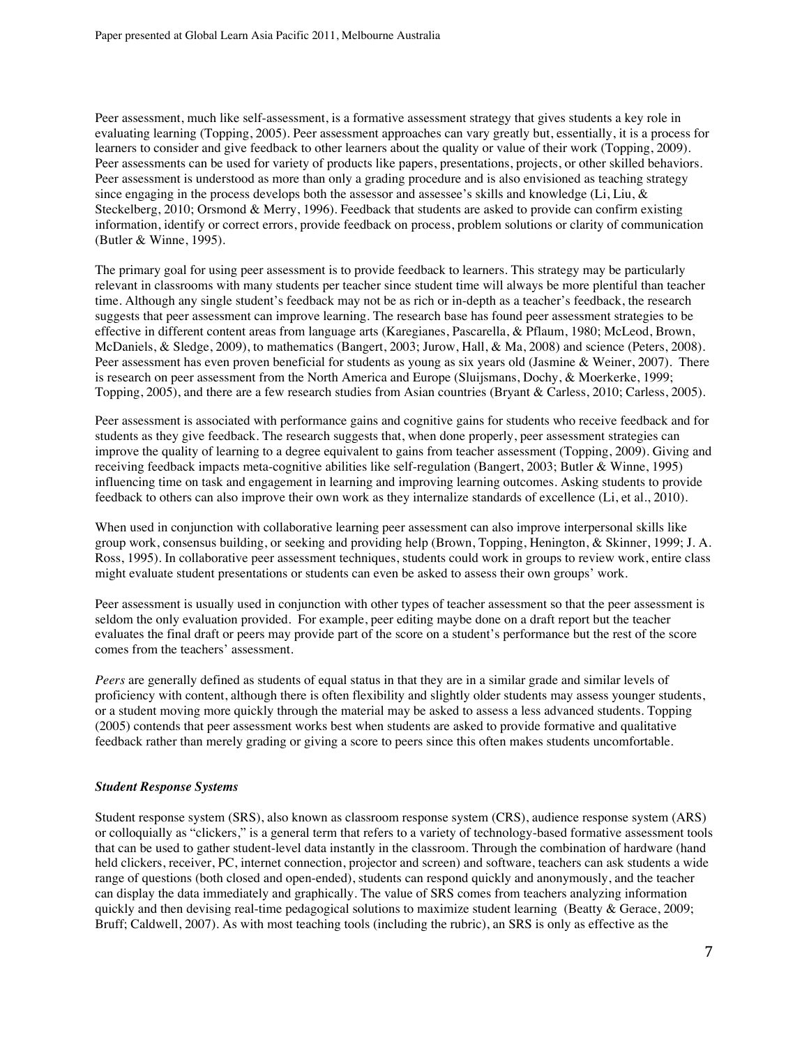Peer assessment, much like self-assessment, is a formative assessment strategy that gives students a key role in evaluating learning (Topping, 2005). Peer assessment approaches can vary greatly but, essentially, it is a process for learners to consider and give feedback to other learners about the quality or value of their work (Topping, 2009). Peer assessments can be used for variety of products like papers, presentations, projects, or other skilled behaviors. Peer assessment is understood as more than only a grading procedure and is also envisioned as teaching strategy since engaging in the process develops both the assessor and assessee's skills and knowledge (Li, Liu, & Steckelberg, 2010; Orsmond & Merry, 1996). Feedback that students are asked to provide can confirm existing information, identify or correct errors, provide feedback on process, problem solutions or clarity of communication (Butler & Winne, 1995).

The primary goal for using peer assessment is to provide feedback to learners. This strategy may be particularly relevant in classrooms with many students per teacher since student time will always be more plentiful than teacher time. Although any single student's feedback may not be as rich or in-depth as a teacher's feedback, the research suggests that peer assessment can improve learning. The research base has found peer assessment strategies to be effective in different content areas from language arts (Karegianes, Pascarella, & Pflaum, 1980; McLeod, Brown, McDaniels, & Sledge, 2009), to mathematics (Bangert, 2003; Jurow, Hall, & Ma, 2008) and science (Peters, 2008). Peer assessment has even proven beneficial for students as young as six years old (Jasmine & Weiner, 2007). There is research on peer assessment from the North America and Europe (Sluijsmans, Dochy, & Moerkerke, 1999; Topping, 2005), and there are a few research studies from Asian countries (Bryant & Carless, 2010; Carless, 2005).

Peer assessment is associated with performance gains and cognitive gains for students who receive feedback and for students as they give feedback. The research suggests that, when done properly, peer assessment strategies can improve the quality of learning to a degree equivalent to gains from teacher assessment (Topping, 2009). Giving and receiving feedback impacts meta-cognitive abilities like self-regulation (Bangert, 2003; Butler & Winne, 1995) influencing time on task and engagement in learning and improving learning outcomes. Asking students to provide feedback to others can also improve their own work as they internalize standards of excellence (Li, et al., 2010).

When used in conjunction with collaborative learning peer assessment can also improve interpersonal skills like group work, consensus building, or seeking and providing help (Brown, Topping, Henington, & Skinner, 1999; J. A. Ross, 1995). In collaborative peer assessment techniques, students could work in groups to review work, entire class might evaluate student presentations or students can even be asked to assess their own groups' work.

Peer assessment is usually used in conjunction with other types of teacher assessment so that the peer assessment is seldom the only evaluation provided. For example, peer editing maybe done on a draft report but the teacher evaluates the final draft or peers may provide part of the score on a student's performance but the rest of the score comes from the teachers' assessment.

*Peers* are generally defined as students of equal status in that they are in a similar grade and similar levels of proficiency with content, although there is often flexibility and slightly older students may assess younger students, or a student moving more quickly through the material may be asked to assess a less advanced students. Topping (2005) contends that peer assessment works best when students are asked to provide formative and qualitative feedback rather than merely grading or giving a score to peers since this often makes students uncomfortable.

### *Student Response Systems*

Student response system (SRS), also known as classroom response system (CRS), audience response system (ARS) or colloquially as "clickers," is a general term that refers to a variety of technology-based formative assessment tools that can be used to gather student-level data instantly in the classroom. Through the combination of hardware (hand held clickers, receiver, PC, internet connection, projector and screen) and software, teachers can ask students a wide range of questions (both closed and open-ended), students can respond quickly and anonymously, and the teacher can display the data immediately and graphically. The value of SRS comes from teachers analyzing information quickly and then devising real-time pedagogical solutions to maximize student learning (Beatty & Gerace, 2009; Bruff; Caldwell, 2007). As with most teaching tools (including the rubric), an SRS is only as effective as the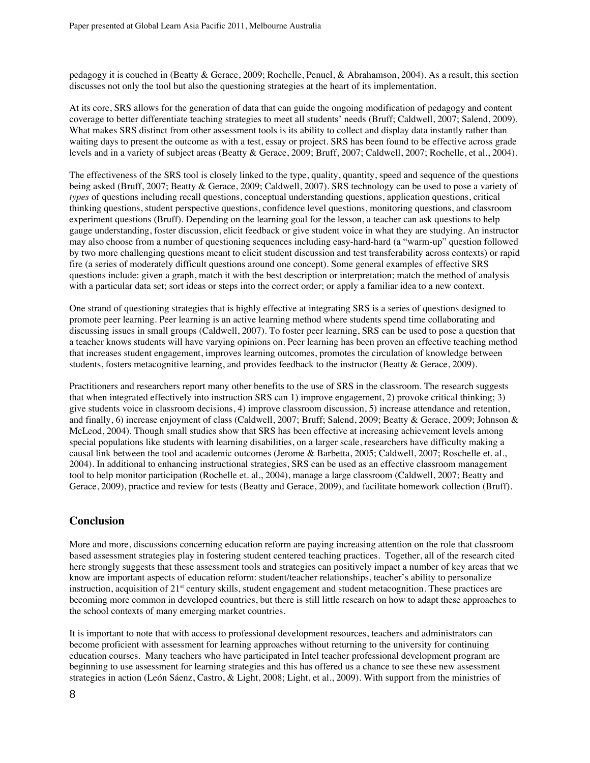pedagogy it is couched in (Beatty & Gerace, 2009; Rochelle, Penuel, & Abrahamson, 2004). As a result, this section discusses not only the tool but also the questioning strategies at the heart of its implementation.

At its core, SRS allows for the generation of data that can guide the ongoing modification of pedagogy and content coverage to better differentiate teaching strategies to meet all students' needs (Bruff; Caldwell, 2007; Salend, 2009). What makes SRS distinct from other assessment tools is its ability to collect and display data instantly rather than waiting days to present the outcome as with a test, essay or project. SRS has been found to be effective across grade levels and in a variety of subject areas (Beatty & Gerace, 2009; Bruff, 2007; Caldwell, 2007; Rochelle, et al., 2004).

The effectiveness of the SRS tool is closely linked to the type, quality, quantity, speed and sequence of the questions being asked (Bruff, 2007; Beatty & Gerace, 2009; Caldwell, 2007). SRS technology can be used to pose a variety of *types* of questions including recall questions, conceptual understanding questions, application questions, critical thinking questions, student perspective questions, confidence level questions, monitoring questions, and classroom experiment questions (Bruff). Depending on the learning goal for the lesson, a teacher can ask questions to help gauge understanding, foster discussion, elicit feedback or give student voice in what they are studying. An instructor may also choose from a number of questioning sequences including easy-hard-hard (a "warm-up" question followed by two more challenging questions meant to elicit student discussion and test transferability across contexts) or rapid fire (a series of moderately difficult questions around one concept). Some general examples of effective SRS questions include: given a graph, match it with the best description or interpretation; match the method of analysis with a particular data set; sort ideas or steps into the correct order; or apply a familiar idea to a new context.

One strand of questioning strategies that is highly effective at integrating SRS is a series of questions designed to promote peer learning. Peer learning is an active learning method where students spend time collaborating and discussing issues in small groups (Caldwell, 2007). To foster peer learning, SRS can be used to pose a question that a teacher knows students will have varying opinions on. Peer learning has been proven an effective teaching method that increases student engagement, improves learning outcomes, promotes the circulation of knowledge between students, fosters metacognitive learning, and provides feedback to the instructor (Beatty & Gerace, 2009).

Practitioners and researchers report many other benefits to the use of SRS in the classroom. The research suggests that when integrated effectively into instruction SRS can 1) improve engagement, 2) provoke critical thinking; 3) give students voice in classroom decisions, 4) improve classroom discussion, 5) increase attendance and retention, and finally, 6) increase enjoyment of class (Caldwell, 2007; Bruff; Salend, 2009; Beatty & Gerace, 2009; Johnson & McLeod, 2004). Though small studies show that SRS has been effective at increasing achievement levels among special populations like students with learning disabilities, on a larger scale, researchers have difficulty making a causal link between the tool and academic outcomes (Jerome & Barbetta, 2005; Caldwell, 2007; Roschelle et. al., 2004). In additional to enhancing instructional strategies, SRS can be used as an effective classroom management tool to help monitor participation (Rochelle et. al., 2004), manage a large classroom (Caldwell, 2007; Beatty and Gerace, 2009), practice and review for tests (Beatty and Gerace, 2009), and facilitate homework collection (Bruff).

## Conclusion

More and more, discussions concerning education reform are paying increasing attention on the role that classroom based assessment strategies play in fostering student centered teaching practices. Together, all of the research cited here strongly suggests that these assessment tools and strategies can positively impact a number of key areas that we know are important aspects of education reform: student/teacher relationships, teacher's ability to personalize instruction, acquisition of 21st century skills, student engagement and student metacognition. These practices are becoming more common in developed countries, but there is still little research on how to adapt these approaches to the school contexts of many emerging market countries.

It is important to note that with access to professional development resources, teachers and administrators can become proficient with assessment for learning approaches without returning to the university for continuing education courses. Many teachers who have participated in Intel teacher professional development program are beginning to use assessment for learning strategies and this has offered us a chance to see these new assessment strategies in action (León Sáenz, Castro, & Light, 2008; Light, et al., 2009). With support from the ministries of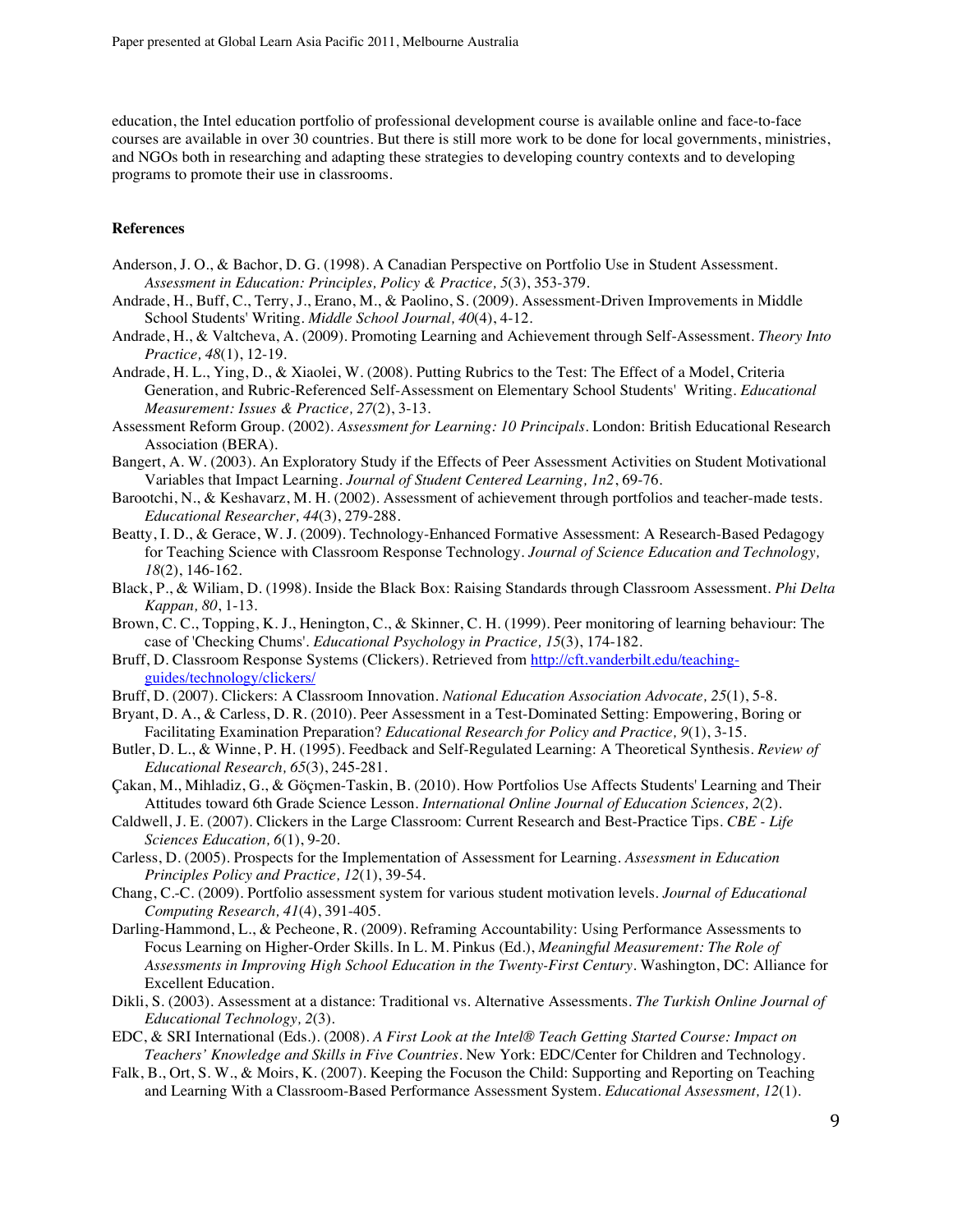education, the Intel education portfolio of professional development course is available online and face-to-face courses are available in over 30 countries. But there is still more work to be done for local governments, ministries, and NGOs both in researching and adapting these strategies to developing country contexts and to developing programs to promote their use in classrooms.

**References**

Anderson, J. O., & Bachor, D. G. (1998). A Canadian Perspective on Portfolio Use in Student Assessment. *Assessment in Education: Principles, Policy & Practice, 5*(3), 353-379.

Andrade, H., Buff, C., Terry, J., Erano, M., & Paolino, S. (2009). Assessment-Driven Improvements in Middle School Students' Writing. *Middle School Journal, 40*(4), 4-12.

Andrade, H., & Valtcheva, A. (2009). Promoting Learning and Achievement through Self-Assessment. *Theory Into Practice, 48*(1), 12-19.

Andrade, H. L., Ying, D., & Xiaolei, W. (2008). Putting Rubrics to the Test: The Effect of a Model, Criteria Generation, and Rubric-Referenced Self-Assessment on Elementary School Students' Writing. *Educational Measurement: Issues & Practice, 27*(2), 3-13.

Assessment Reform Group. (2002). *Assessment for Learning: 10 Principals*. London: British Educational Research Association (BERA).

Bangert, A. W. (2003). An Exploratory Study if the Effects of Peer Assessment Activities on Student Motivational Variables that Impact Learning. *Journal of Student Centered Learning, 1n2*, 69-76.

Barootchi, N., & Keshavarz, M. H. (2002). Assessment of achievement through portfolios and teacher-made tests. *Educational Researcher, 44*(3), 279-288.

Beatty, I. D., & Gerace, W. J. (2009). Technology-Enhanced Formative Assessment: A Research-Based Pedagogy for Teaching Science with Classroom Response Technology. *Journal of Science Education and Technology, 18*(2), 146-162.

Black, P., & Wiliam, D. (1998). Inside the Black Box: Raising Standards through Classroom Assessment. *Phi Delta Kappan, 80*, 1-13.

Brown, C. C., Topping, K. J., Henington, C., & Skinner, C. H. (1999). Peer monitoring of learning behaviour: The case of 'Checking Chums'. *Educational Psychology in Practice, 15*(3), 174-182.

Bruff, D. Classroom Response Systems (Clickers). Retrieved from http://cft.vanderbilt.edu/teaching-guides/technology/clickers/

Bruff, D. (2007). Clickers: A Classroom Innovation. *National Education Association Advocate, 25*(1), 5-8.

Bryant, D. A., & Carless, D. R. (2010). Peer Assessment in a Test-Dominated Setting: Empowering, Boring or Facilitating Examination Preparation? *Educational Research for Policy and Practice, 9*(1), 3-15.

Butler, D. L., & Winne, P. H. (1995). Feedback and Self-Regulated Learning: A Theoretical Synthesis. *Review of Educational Research, 65*(3), 245-281.

Çakan, M., Mihladiz, G., & Göçmen-Taskin, B. (2010). How Portfolios Use Affects Students' Learning and Their Attitudes toward 6th Grade Science Lesson. *International Online Journal of Education Sciences, 2*(2).

Caldwell, J. E. (2007). Clickers in the Large Classroom: Current Research and Best-Practice Tips. *CBE - Life Sciences Education, 6*(1), 9-20.

Carless, D. (2005). Prospects for the Implementation of Assessment for Learning. *Assessment in Education Principles Policy and Practice, 12*(1), 39-54.

Chang, C.-C. (2009). Portfolio assessment system for various student motivation levels. *Journal of Educational Computing Research, 41*(4), 391-405.

Darling-Hammond, L., & Pecheone, R. (2009). Reframing Accountability: Using Performance Assessments to Focus Learning on Higher-Order Skills. In L. M. Pinkus (Ed.), *Meaningful Measurement: The Role of Assessments in Improving High School Education in the Twenty-First Century*. Washington, DC: Alliance for Excellent Education.

Dikli, S. (2003). Assessment at a distance: Traditional vs. Alternative Assessments. *The Turkish Online Journal of Educational Technology, 2*(3).

EDC, & SRI International (Eds.). (2008). *A First Look at the Intel® Teach Getting Started Course: Impact on Teachers' Knowledge and Skills in Five Countries*. New York: EDC/Center for Children and Technology.

Falk, B., Ort, S. W., & Moirs, K. (2007). Keeping the Focuson the Child: Supporting and Reporting on Teaching and Learning With a Classroom-Based Performance Assessment System. *Educational Assessment, 12*(1).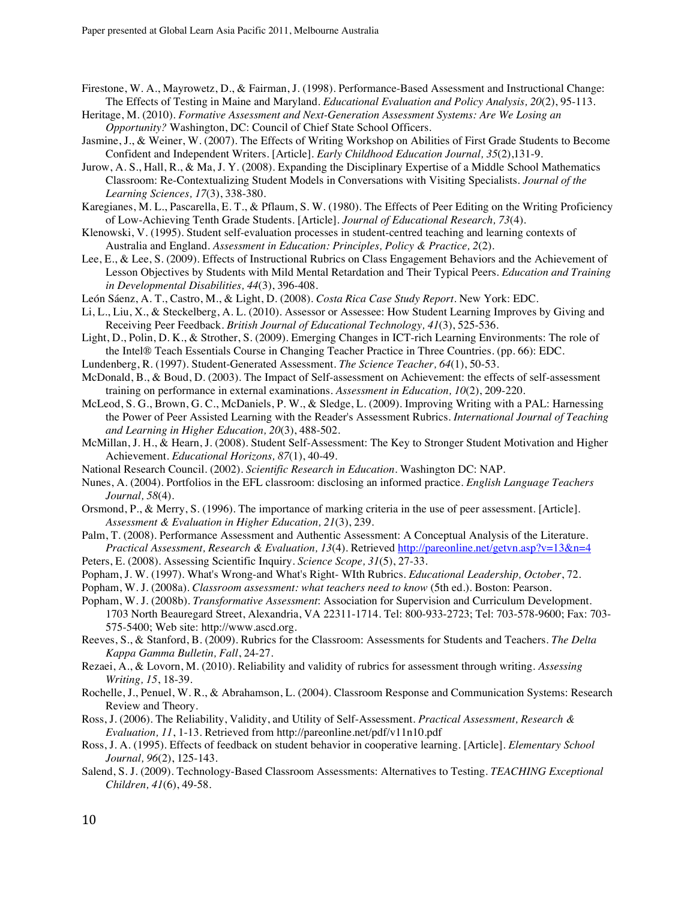Firestone, W. A., Mayrowetz, D., & Fairman, J. (1998). Performance-Based Assessment and Instructional Change: The Effects of Testing in Maine and Maryland. *Educational Evaluation and Policy Analysis, 20*(2), 95-113.

Heritage, M. (2010). *Formative Assessment and Next-Generation Assessment Systems: Are We Losing an Opportunity?* Washington, DC: Council of Chief State School Officers.

Jasmine, J., & Weiner, W. (2007). The Effects of Writing Workshop on Abilities of First Grade Students to Become Confident and Independent Writers. [Article]. *Early Childhood Education Journal, 35*(2),131-9.

Jurow, A. S., Hall, R., & Ma, J. Y. (2008). Expanding the Disciplinary Expertise of a Middle School Mathematics Classroom: Re-Contextualizing Student Models in Conversations with Visiting Specialists. *Journal of the Learning Sciences, 17*(3), 338-380.

Karegianes, M. L., Pascarella, E. T., & Pflaum, S. W. (1980). The Effects of Peer Editing on the Writing Proficiency of Low-Achieving Tenth Grade Students. [Article]. *Journal of Educational Research, 73*(4).

Klenowski, V. (1995). Student self-evaluation processes in student-centred teaching and learning contexts of Australia and England. *Assessment in Education: Principles, Policy & Practice, 2*(2).

Lee, E., & Lee, S. (2009). Effects of Instructional Rubrics on Class Engagement Behaviors and the Achievement of Lesson Objectives by Students with Mild Mental Retardation and Their Typical Peers. *Education and Training in Developmental Disabilities, 44*(3), 396-408.

León Sáenz, A. T., Castro, M., & Light, D. (2008). *Costa Rica Case Study Report*. New York: EDC.

Li, L., Liu, X., & Steckelberg, A. L. (2010). Assessor or Assessee: How Student Learning Improves by Giving and Receiving Peer Feedback. *British Journal of Educational Technology, 41*(3), 525-536.

Light, D., Polin, D. K., & Strother, S. (2009). Emerging Changes in ICT-rich Learning Environments: The role of the Intel® Teach Essentials Course in Changing Teacher Practice in Three Countries. (pp. 66): EDC.

Lundenberg, R. (1997). Student-Generated Assessment. *The Science Teacher, 64*(1), 50-53.

McDonald, B., & Boud, D. (2003). The Impact of Self-assessment on Achievement: the effects of self-assessment training on performance in external examinations. *Assessment in Education, 10*(2), 209-220.

McLeod, S. G., Brown, G. C., McDaniels, P. W., & Sledge, L. (2009). Improving Writing with a PAL: Harnessing the Power of Peer Assisted Learning with the Reader's Assessment Rubrics. *International Journal of Teaching and Learning in Higher Education, 20*(3), 488-502.

McMillan, J. H., & Hearn, J. (2008). Student Self-Assessment: The Key to Stronger Student Motivation and Higher Achievement. *Educational Horizons, 87*(1), 40-49.

National Research Council. (2002). *Scientific Research in Education*. Washington DC: NAP.

Nunes, A. (2004). Portfolios in the EFL classroom: disclosing an informed practice. *English Language Teachers Journal, 58*(4).

Orsmond, P., & Merry, S. (1996). The importance of marking criteria in the use of peer assessment. [Article]. *Assessment & Evaluation in Higher Education, 21*(3), 239.

Palm, T. (2008). Performance Assessment and Authentic Assessment: A Conceptual Analysis of the Literature. *Practical Assessment, Research & Evaluation, 13*(4). Retrieved http://pareonline.net/getvn.asp?v=13&n=4

Peters, E. (2008). Assessing Scientific Inquiry. *Science Scope, 31*(5), 27-33.

Popham, J. W. (1997). What's Wrong-and What's Right- WIth Rubrics. *Educational Leadership, October*, 72.

Popham, W. J. (2008a). *Classroom assessment: what teachers need to know* (5th ed.). Boston: Pearson.

Popham, W. J. (2008b). *Transformative Assessment*: Association for Supervision and Curriculum Development. 1703 North Beauregard Street, Alexandria, VA 22311-1714. Tel: 800-933-2723; Tel: 703-578-9600; Fax: 703-575-5400; Web site: http://www.ascd.org.

Reeves, S., & Stanford, B. (2009). Rubrics for the Classroom: Assessments for Students and Teachers. *The Delta Kappa Gamma Bulletin, Fall*, 24-27.

Rezaei, A., & Lovorn, M. (2010). Reliability and validity of rubrics for assessment through writing. *Assessing Writing, 15*, 18-39.

Rochelle, J., Penuel, W. R., & Abrahamson, L. (2004). Classroom Response and Communication Systems: Research Review and Theory.

Ross, J. (2006). The Reliability, Validity, and Utility of Self-Assessment. *Practical Assessment, Research & Evaluation, 11*, 1-13. Retrieved from http://pareonline.net/pdf/v11n10.pdf

Ross, J. A. (1995). Effects of feedback on student behavior in cooperative learning. [Article]. *Elementary School Journal, 96*(2), 125-143.

Salend, S. J. (2009). Technology-Based Classroom Assessments: Alternatives to Testing. *TEACHING Exceptional Children, 41*(6), 49-58.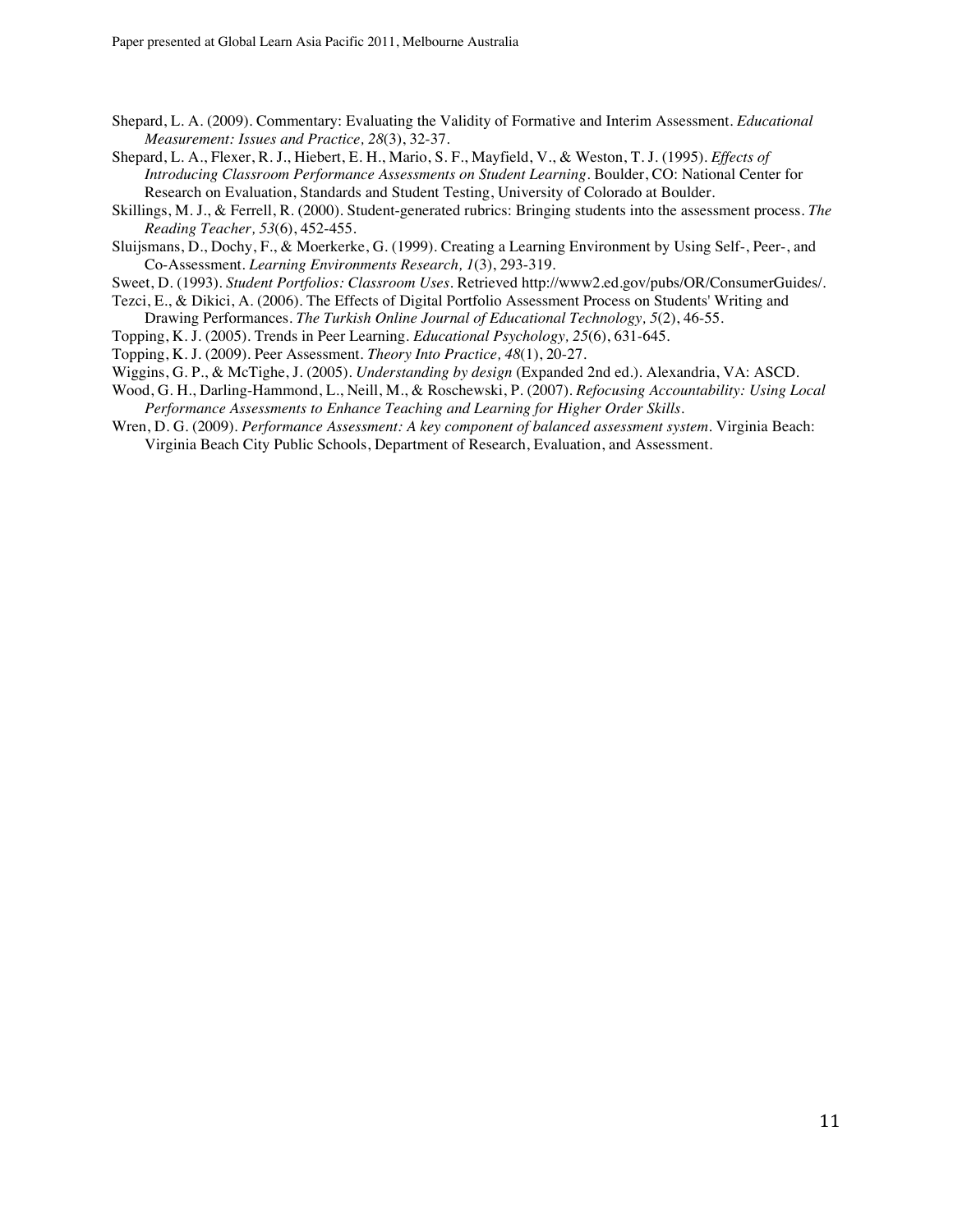Shepard, L. A. (2009). Commentary: Evaluating the Validity of Formative and Interim Assessment. *Educational Measurement: Issues and Practice, 28*(3), 32-37.

Shepard, L. A., Flexer, R. J., Hiebert, E. H., Mario, S. F., Mayfield, V., & Weston, T. J. (1995). *Effects of Introducing Classroom Performance Assessments on Student Learning*. Boulder, CO: National Center for Research on Evaluation, Standards and Student Testing, University of Colorado at Boulder.

Skillings, M. J., & Ferrell, R. (2000). Student-generated rubrics: Bringing students into the assessment process. *The Reading Teacher, 53*(6), 452-455.

Sluijsmans, D., Dochy, F., & Moerkerke, G. (1999). Creating a Learning Environment by Using Self-, Peer-, and Co-Assessment. *Learning Environments Research, 1*(3), 293-319.

Sweet, D. (1993). *Student Portfolios: Classroom Uses*. Retrieved http://www2.ed.gov/pubs/OR/ConsumerGuides/.

Tezci, E., & Dikici, A. (2006). The Effects of Digital Portfolio Assessment Process on Students' Writing and Drawing Performances. *The Turkish Online Journal of Educational Technology, 5*(2), 46-55.

Topping, K. J. (2005). Trends in Peer Learning. *Educational Psychology, 25*(6), 631-645.

Topping, K. J. (2009). Peer Assessment. *Theory Into Practice, 48*(1), 20-27.

Wiggins, G. P., & McTighe, J. (2005). *Understanding by design* (Expanded 2nd ed.). Alexandria, VA: ASCD.

Wood, G. H., Darling-Hammond, L., Neill, M., & Roschewski, P. (2007). *Refocusing Accountability: Using Local Performance Assessments to Enhance Teaching and Learning for Higher Order Skills*.

Wren, D. G. (2009). *Performance Assessment: A key component of balanced assessment system*. Virginia Beach: Virginia Beach City Public Schools, Department of Research, Evaluation, and Assessment.